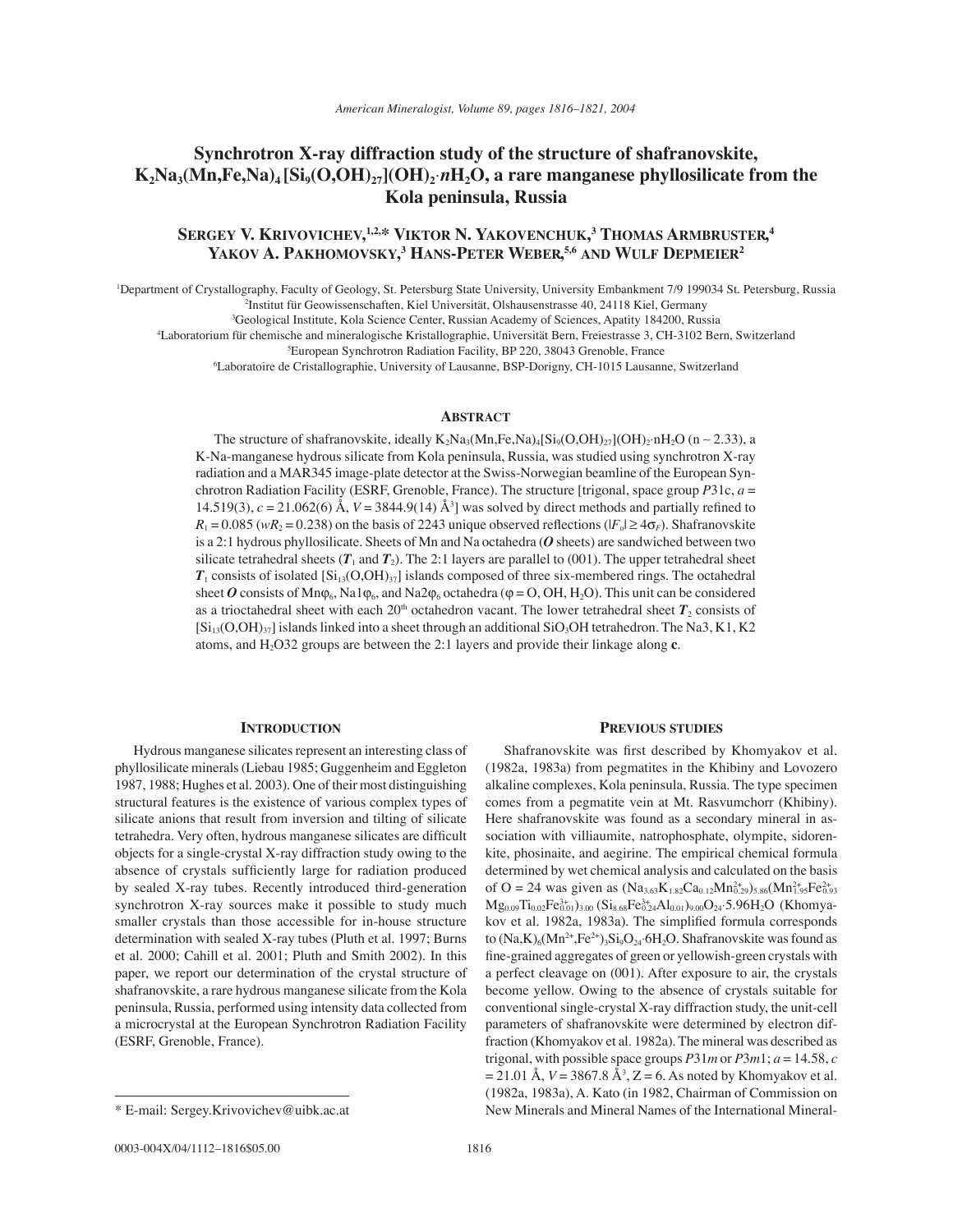# Synchrotron X-ray diffraction study of the structure of shafranovskite, $K_2Na_3(Mn,Fe,Na)_4[Si_9(O,OH)_{27}](OH)_2 \cdot nH_2O$, a rare manganese phyllosilicate from the Kola peninsula, Russia

**Sergey V. Krivovichev,[1,2,*] Viktor N. Yakovenchuk,[3] Thomas Armbruster,[4] Yakov A. Pakhomovsky,[3] Hans-Peter Weber,[5,6] and Wulf Depmeier[2]**

[1]Department of Crystallography, Faculty of Geology, St. Petersburg State University, University Embankment 7/9 199034 St. Petersburg, Russia
[2]Institut für Geowissenschaften, Kiel Universität, Olshausenstrasse 40, 24118 Kiel, Germany
[3]Geological Institute, Kola Science Center, Russian Academy of Sciences, Apatity 184200, Russia
[4]Laboratorium für chemische and mineralogische Kristallographie, Universität Bern, Freiestrasse 3, CH-3102 Bern, Switzerland
[5]European Synchrotron Radiation Facility, BP 220, 38043 Grenoble, France
[6]Laboratoire de Cristallographie, University of Lausanne, BSP-Dorigny, CH-1015 Lausanne, Switzerland

## Abstract

The structure of shafranovskite, ideally $K_2Na_3(Mn,Fe,Na)_4[Si_9(O,OH)_{27}](OH)_2 \cdot nH_2O$ ($n \sim 2.33$), a K-Na-manganese hydrous silicate from Kola peninsula, Russia, was studied using synchrotron X-ray radiation and a MAR345 image-plate detector at the Swiss-Norwegian beamline of the European Synchrotron Radiation Facility (ESRF, Grenoble, France). The structure [trigonal, space group $P31c$, $a$ = 14.519(3), $c$ = 21.062(6) Å, $V$ = 3844.9(14) Å$^3$] was solved by direct methods and partially refined to $R_1$ = 0.085 ($wR_2$ = 0.238) on the basis of 2243 unique observed reflections ($|F_o| \geq 4\sigma_F$). Shafranovskite is a 2:1 hydrous phyllosilicate. Sheets of Mn and Na octahedra (***O*** sheets) are sandwiched between two silicate tetrahedral sheets ($\boldsymbol{T}_1$ and $\boldsymbol{T}_2$). The 2:1 layers are parallel to (001). The upper tetrahedral sheet $\boldsymbol{T}_1$ consists of isolated $[Si_{13}(O,OH)_{37}]$ islands composed of three six-membered rings. The octahedral sheet ***O*** consists of $Mn\varphi_6$, $Na1\varphi_6$, and $Na2\varphi_6$ octahedra ($\varphi$ = O, OH, $H_2O$). This unit can be considered as a trioctahedral sheet with each 20[th] octahedron vacant. The lower tetrahedral sheet $\boldsymbol{T}_2$ consists of $[Si_{13}(O,OH)_{37}]$ islands linked into a sheet through an additional $SiO_3OH$ tetrahedron. The Na3, K1, K2 atoms, and H$_2$O32 groups are between the 2:1 layers and provide their linkage along **c**.

## Introduction

Hydrous manganese silicates represent an interesting class of phyllosilicate minerals (Liebau 1985; Guggenheim and Eggleton 1987, 1988; Hughes et al. 2003). One of their most distinguishing structural features is the existence of various complex types of silicate anions that result from inversion and tilting of silicate tetrahedra. Very often, hydrous manganese silicates are difficult objects for a single-crystal X-ray diffraction study owing to the absence of crystals sufficiently large for radiation produced by sealed X-ray tubes. Recently introduced third-generation synchrotron X-ray sources make it possible to study much smaller crystals than those accessible for in-house structure determination with sealed X-ray tubes (Pluth et al. 1997; Burns et al. 2000; Cahill et al. 2001; Pluth and Smith 2002). In this paper, we report our determination of the crystal structure of shafranovskite, a rare hydrous manganese silicate from the Kola peninsula, Russia, performed using intensity data collected from a microcrystal at the European Synchrotron Radiation Facility (ESRF, Grenoble, France).

## Previous studies

Shafranovskite was first described by Khomyakov et al. (1982a, 1983a) from pegmatites in the Khibiny and Lovozero alkaline complexes, Kola peninsula, Russia. The type specimen comes from a pegmatite vein at Mt. Rasvumchorr (Khibiny). Here shafranovskite was found as a secondary mineral in association with villiaumite, natrophosphate, olympite, sidorenkite, phosinaite, and aegirine. The empirical chemical formula determined by wet chemical analysis and calculated on the basis of O = 24 was given as $(Na_{3.63}K_{1.82}Ca_{0.12}Mn^{2+}_{0.29})_{5.86}(Mn^{2+}_{1.95}Fe^{2+}_{0.93}Mg_{0.09}Ti_{0.02}Fe^{3+}_{0.01})_{3.00}(Si_{8.68}Fe^{3+}_{0.24}Al_{0.01})_{9.00}O_{24} \cdot 5.96H_2O$ (Khomyakov et al. 1982a, 1983a). The simplified formula corresponds to $(Na,K)_6(Mn^{2+},Fe^{2+})_3Si_9O_{24} \cdot 6H_2O$. Shafranovskite was found as fine-grained aggregates of green or yellowish-green crystals with a perfect cleavage on (001). After exposure to air, the crystals become yellow. Owing to the absence of crystals suitable for conventional single-crystal X-ray diffraction study, the unit-cell parameters of shafranovskite were determined by electron diffraction (Khomyakov et al. 1982a). The mineral was described as trigonal, with possible space groups $P31m$ or $P3m1$; $a$ = 14.58, $c$ = 21.01 Å, $V$ = 3867.8 Å$^3$, Z = 6. As noted by Khomyakov et al. (1982a, 1983a), A. Kato (in 1982, Chairman of Commission on New Minerals and Mineral Names of the International Mineral-

\* E-mail: Sergey.Krivovichev@uibk.ac.at

0003-004X/04/1112–1816$05.00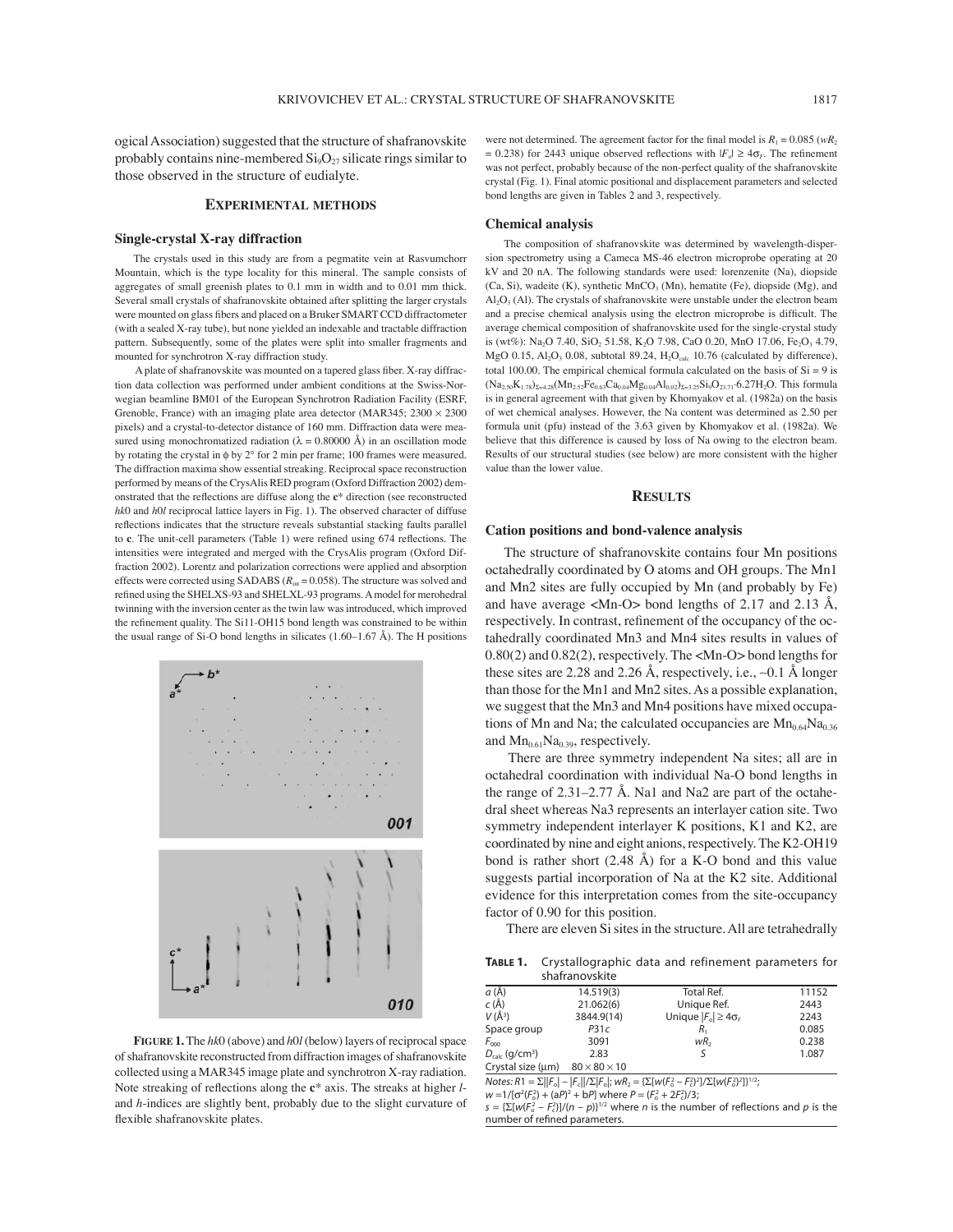ogical Association) suggested that the structure of shafranovskite probably contains nine-membered $Si_9O_{27}$ silicate rings similar to those observed in the structure of eudialyte.

## EXPERIMENTAL METHODS

### Single-crystal X-ray diffraction

The crystals used in this study are from a pegmatite vein at Rasvumchorr Mountain, which is the type locality for this mineral. The sample consists of aggregates of small greenish plates to 0.1 mm in width and to 0.01 mm thick. Several small crystals of shafranovskite obtained after splitting the larger crystals were mounted on glass fibers and placed on a Bruker SMART CCD diffractometer (with a sealed X-ray tube), but none yielded an indexable and tractable diffraction pattern. Subsequently, some of the plates were split into smaller fragments and mounted for synchrotron X-ray diffraction study.

A plate of shafranovskite was mounted on a tapered glass fiber. X-ray diffraction data collection was performed under ambient conditions at the Swiss-Norwegian beamline BM01 of the European Synchrotron Radiation Facility (ESRF, Grenoble, France) with an imaging plate area detector (MAR345; 2300 × 2300 pixels) and a crystal-to-detector distance of 160 mm. Diffraction data were measured using monochromatized radiation ($\lambda$ = 0.80000 Å) in an oscillation mode by rotating the crystal in $\phi$ by 2° for 2 min per frame; 100 frames were measured. The diffraction maxima show essential streaking. Reciprocal space reconstruction performed by means of the CrysAlis RED program (Oxford Diffraction 2002) demonstrated that the reflections are diffuse along the **c**\* direction (see reconstructed *hk*0 and *h*0*l* reciprocal lattice layers in Fig. 1). The observed character of diffuse reflections indicates that the structure reveals substantial stacking faults parallel to **c**. The unit-cell parameters (Table 1) were refined using 674 reflections. The intensities were integrated and merged with the CrysAlis program (Oxford Diffraction 2002). Lorentz and polarization corrections were applied and absorption effects were corrected using SADABS ($R_{int}$ = 0.058). The structure was solved and refined using the SHELXS-93 and SHELXL-93 programs. A model for merohedral twinning with the inversion center as the twin law was introduced, which improved the refinement quality. The Si11-OH15 bond length was constrained to be within the usual range of Si-O bond lengths in silicates (1.60–1.67 Å). The H positions were not determined. The agreement factor for the final model is $R_1$ = 0.085 ($wR_2$ = 0.238) for 2443 unique observed reflections with $|F_o| \geq 4\sigma_F$. The refinement was not perfect, probably because of the non-perfect quality of the shafranovskite crystal (Fig. 1). Final atomic positional and displacement parameters and selected bond lengths are given in Tables 2 and 3, respectively.

**FIGURE 1.** The *hk*0 (above) and *h*0*l* (below) layers of reciprocal space of shafranovskite reconstructed from diffraction images of shafranovskite collected using a MAR345 image plate and synchrotron X-ray radiation. Note streaking of reflections along the **c**\* axis. The streaks at higher *l*- and *h*-indices are slightly bent, probably due to the slight curvature of flexible shafranovskite plates.

### Chemical analysis

The composition of shafranovskite was determined by wavelength-dispersion spectrometry using a Cameca MS-46 electron microprobe operating at 20 kV and 20 nA. The following standards were used: lorenzenite (Na), diopside (Ca, Si), wadeite (K), synthetic $MnCO_3$ (Mn), hematite (Fe), diopside (Mg), and $Al_2O_3$ (Al). The crystals of shafranovskite were unstable under the electron beam and a precise chemical analysis using the electron microprobe is difficult. The average chemical composition of shafranovskite used for the single-crystal study is (wt%): $Na_2O$ 7.40, $SiO_2$ 51.58, $K_2O$ 7.98, CaO 0.20, MnO 17.06, $Fe_2O_3$ 4.79, MgO 0.15, $Al_2O_3$ 0.08, subtotal 89.24, $H_2O_{calc}$ 10.76 (calculated by difference), total 100.00. The empirical chemical formula calculated on the basis of Si = 9 is $(Na_{2.50}K_{1.78})_{\Sigma=4.28}(Mn_{2.52}Fe_{0.63}Ca_{0.04}Mg_{0.04}Al_{0.02})_{\Sigma=3.25}Si_9O_{23.71}\cdot 6.27H_2O$. This formula is in general agreement with that given by Khomyakov et al. (1982a) on the basis of wet chemical analyses. However, the Na content was determined as 2.50 per formula unit (pfu) instead of the 3.63 given by Khomyakov et al. (1982a). We believe that this difference is caused by loss of Na owing to the electron beam. Results of our structural studies (see below) are more consistent with the higher value than the lower value.

## RESULTS

### Cation positions and bond-valence analysis

The structure of shafranovskite contains four Mn positions octahedrally coordinated by O atoms and OH groups. The Mn1 and Mn2 sites are fully occupied by Mn (and probably by Fe) and have average <Mn-O> bond lengths of 2.17 and 2.13 Å, respectively. In contrast, refinement of the occupancy of the octahedrally coordinated Mn3 and Mn4 sites results in values of 0.80(2) and 0.82(2), respectively. The <Mn-O> bond lengths for these sites are 2.28 and 2.26 Å, respectively, i.e., ~0.1 Å longer than those for the Mn1 and Mn2 sites. As a possible explanation, we suggest that the Mn3 and Mn4 positions have mixed occupations of Mn and Na; the calculated occupancies are $Mn_{0.64}Na_{0.36}$ and $Mn_{0.61}Na_{0.39}$, respectively.

There are three symmetry independent Na sites; all are in octahedral coordination with individual Na-O bond lengths in the range of 2.31–2.77 Å. Na1 and Na2 are part of the octahedral sheet whereas Na3 represents an interlayer cation site. Two symmetry independent interlayer K positions, K1 and K2, are coordinated by nine and eight anions, respectively. The K2-OH19 bond is rather short (2.48 Å) for a K-O bond and this value suggests partial incorporation of Na at the K2 site. Additional evidence for this interpretation comes from the site-occupancy factor of 0.90 for this position.

There are eleven Si sites in the structure. All are tetrahedrally

**TABLE 1.** Crystallographic data and refinement parameters for shafranovskite

| | | | |
|---|---|---|---|
| *a* (Å) | 14.519(3) | Total Ref. | 11152 |
| *c* (Å) | 21.062(6) | Unique Ref. | 2443 |
| *V* (Å³) | 3844.9(14) | Unique $\|F_o\| \geq 4\sigma_F$ | 2243 |
| Space group | *P*31*c* | $R_1$ | 0.085 |
| $F_{000}$ | 3091 | $wR_2$ | 0.238 |
| $D_{calc}$ (g/cm³) | 2.83 | *S* | 1.087 |
| Crystal size (µm) | 80 × 80 × 10 | | |

*Notes:* $R1 = \Sigma||F_o| - |F_c||/\Sigma|F_o|$; $wR_2 = \{\Sigma[w(F_o^2 - F_c^2)^2]/\Sigma[w(F_o^2)^2]\}^{1/2}$;
$w = 1/[\sigma^2(F_o^2) + (aP)^2 + bP]$ where $P = (F_o^2 + 2F_c^2)/3$;
$s = \{\Sigma[w(F_o^2 - F_c^2)]/(n - p)\}^{1/2}$ where $n$ is the number of reflections and $p$ is the number of refined parameters.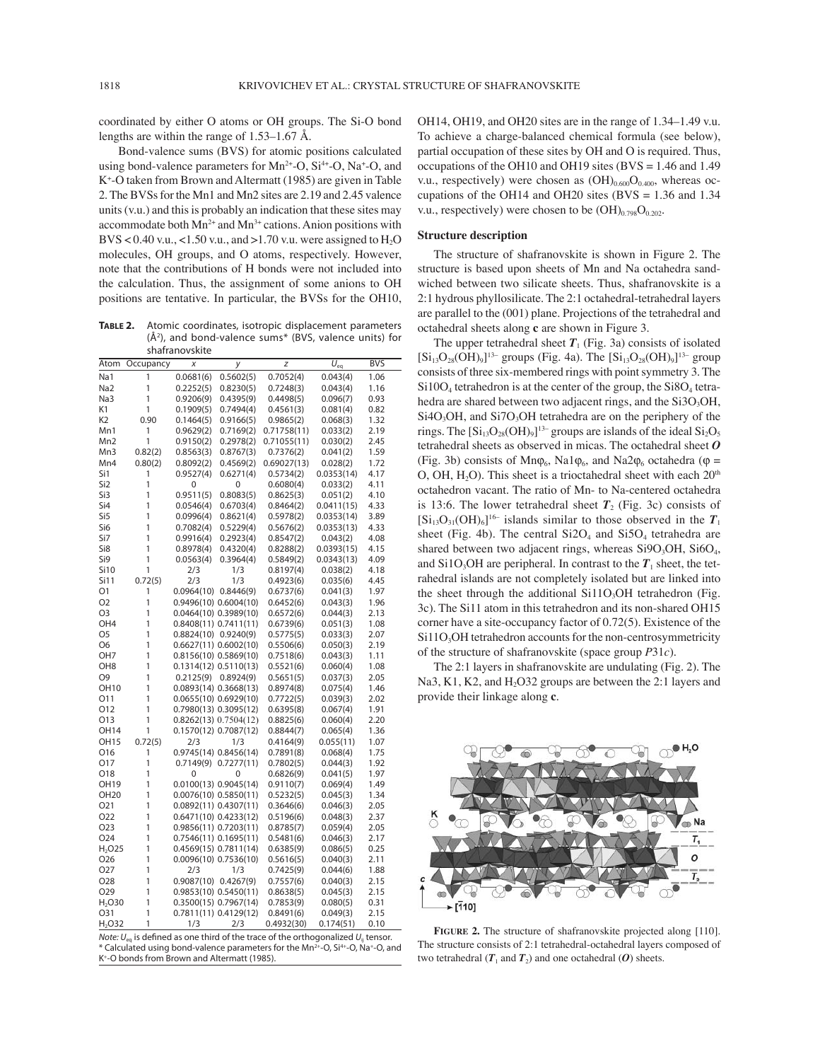coordinated by either O atoms or OH groups. The Si-O bond lengths are within the range of 1.53–1.67 Å.

Bond-valence sums (BVS) for atomic positions calculated using bond-valence parameters for $Mn^{2+}$-O, $Si^{4+}$-O, $Na^{+}$-O, and $K^{+}$-O taken from Brown and Altermatt (1985) are given in Table 2. The BVSs for the Mn1 and Mn2 sites are 2.19 and 2.45 valence units (v.u.) and this is probably an indication that these sites may accommodate both $Mn^{2+}$ and $Mn^{3+}$ cations. Anion positions with BVS < 0.40 v.u., <1.50 v.u., and >1.70 v.u. were assigned to $H_2O$ molecules, OH groups, and O atoms, respectively. However, note that the contributions of H bonds were not included into the calculation. Thus, the assignment of some anions to OH positions are tentative. In particular, the BVSs for the OH10, OH14, OH19, and OH20 sites are in the range of 1.34–1.49 v.u. To achieve a charge-balanced chemical formula (see below), partial occupation of these sites by OH and O is required. Thus, occupations of the OH10 and OH19 sites (BVS = 1.46 and 1.49 v.u., respectively) were chosen as $(OH)_{0.600}O_{0.400}$, whereas occupations of the OH14 and OH20 sites (BVS = 1.36 and 1.34 v.u., respectively) were chosen to be $(OH)_{0.798}O_{0.202}$.

**Table 2.** Atomic coordinates, isotropic displacement parameters (Å$^2$), and bond-valence sums* (BVS, valence units) for shafranovskite

| Atom | Occupancy | $x$ | $y$ | $z$ | $U_{eq}$ | BVS |
|---|---|---|---|---|---|---|
| Na1 | 1 | 0.0681(6) | 0.5602(5) | 0.7052(4) | 0.043(4) | 1.06 |
| Na2 | 1 | 0.2252(5) | 0.8230(5) | 0.7248(3) | 0.043(4) | 1.16 |
| Na3 | 1 | 0.9206(9) | 0.4395(9) | 0.4498(5) | 0.096(7) | 0.93 |
| K1 | 1 | 0.1909(5) | 0.7494(4) | 0.4561(3) | 0.081(4) | 0.82 |
| K2 | 0.90 | 0.1464(5) | 0.9166(5) | 0.9865(2) | 0.068(3) | 1.32 |
| Mn1 | 1 | 0.9629(2) | 0.7169(2) | 0.71758(11) | 0.033(2) | 2.19 |
| Mn2 | 1 | 0.9150(2) | 0.2978(2) | 0.71055(11) | 0.030(2) | 2.45 |
| Mn3 | 0.82(2) | 0.8563(3) | 0.8767(3) | 0.7376(2) | 0.041(2) | 1.59 |
| Mn4 | 0.80(2) | 0.8092(2) | 0.4569(2) | 0.69027(13) | 0.028(2) | 1.72 |
| Si1 | 1 | 0.9527(4) | 0.6271(4) | 0.5734(2) | 0.0353(14) | 4.17 |
| Si2 | 1 | 0 | 0 | 0.6080(4) | 0.033(2) | 4.11 |
| Si3 | 1 | 0.9511(5) | 0.8083(5) | 0.8625(3) | 0.051(2) | 4.10 |
| Si4 | 1 | 0.0546(4) | 0.6703(4) | 0.8464(2) | 0.0411(15) | 4.33 |
| Si5 | 1 | 0.0996(4) | 0.8621(4) | 0.5978(2) | 0.0353(14) | 3.89 |
| Si6 | 1 | 0.7082(4) | 0.5229(4) | 0.5676(2) | 0.0353(13) | 4.33 |
| Si7 | 1 | 0.9916(4) | 0.2923(4) | 0.8547(2) | 0.043(2) | 4.08 |
| Si8 | 1 | 0.8978(4) | 0.4320(4) | 0.8288(2) | 0.0393(15) | 4.15 |
| Si9 | 1 | 0.0563(4) | 0.3964(4) | 0.5849(2) | 0.0343(13) | 4.09 |
| Si10 | 1 | 2/3 | 1/3 | 0.8197(4) | 0.038(2) | 4.18 |
| Si11 | 0.72(5) | 2/3 | 1/3 | 0.4923(6) | 0.035(6) | 4.45 |
| O1 | 1 | 0.0964(10) | 0.8446(9) | 0.6737(6) | 0.041(3) | 1.97 |
| O2 | 1 | 0.9496(10) | 0.6004(10) | 0.6452(6) | 0.043(3) | 1.96 |
| O3 | 1 | 0.0464(10) | 0.3989(10) | 0.6572(6) | 0.044(3) | 2.13 |
| OH4 | 1 | 0.8408(11) | 0.7411(11) | 0.6739(6) | 0.051(3) | 1.08 |
| O5 | 1 | 0.8824(10) | 0.9240(9) | 0.5775(5) | 0.033(3) | 2.07 |
| O6 | 1 | 0.6627(11) | 0.6002(10) | 0.5506(6) | 0.050(3) | 2.19 |
| OH7 | 1 | 0.8156(10) | 0.5869(10) | 0.7518(6) | 0.043(3) | 1.11 |
| OH8 | 1 | 0.1314(12) | 0.5110(13) | 0.5521(6) | 0.060(4) | 1.08 |
| O9 | 1 | 0.2125(9) | 0.8924(9) | 0.5651(5) | 0.037(3) | 2.05 |
| OH10 | 1 | 0.0893(14) | 0.3668(13) | 0.8974(8) | 0.075(4) | 1.46 |
| O11 | 1 | 0.0655(10) | 0.6929(10) | 0.7722(5) | 0.039(3) | 2.02 |
| O12 | 1 | 0.7980(13) | 0.3095(12) | 0.6395(8) | 0.067(4) | 1.91 |
| O13 | 1 | 0.8262(13) | 0.7504(12) | 0.8825(6) | 0.060(4) | 2.20 |
| OH14 | 1 | 0.1570(12) | 0.7087(12) | 0.8844(7) | 0.065(4) | 1.36 |
| OH15 | 0.72(5) | 2/3 | 1/3 | 0.4164(9) | 0.055(11) | 1.07 |
| O16 | 1 | 0.9745(14) | 0.8456(14) | 0.7891(8) | 0.068(4) | 1.75 |
| O17 | 1 | 0.7149(9) | 0.7277(11) | 0.7802(5) | 0.044(3) | 1.92 |
| O18 | 1 | 0 | 0 | 0.6826(9) | 0.041(5) | 1.97 |
| OH19 | 1 | 0.0100(13) | 0.9045(14) | 0.9110(7) | 0.069(4) | 1.49 |
| OH20 | 1 | 0.0076(10) | 0.5850(11) | 0.5232(5) | 0.045(3) | 1.34 |
| O21 | 1 | 0.0892(11) | 0.4307(11) | 0.3646(6) | 0.046(3) | 2.05 |
| O22 | 1 | 0.6471(10) | 0.4233(12) | 0.5196(6) | 0.048(3) | 2.37 |
| O23 | 1 | 0.9856(11) | 0.7203(11) | 0.8785(7) | 0.059(4) | 2.05 |
| O24 | 1 | 0.7546(11) | 0.1695(11) | 0.5481(6) | 0.046(3) | 2.17 |
| $H_2O25$ | 1 | 0.4569(15) | 0.7811(14) | 0.6385(9) | 0.086(5) | 0.25 |
| O26 | 1 | 0.0096(10) | 0.7536(10) | 0.5616(5) | 0.040(3) | 2.11 |
| O27 | 1 | 2/3 | 1/3 | 0.7425(9) | 0.044(6) | 1.88 |
| O28 | 1 | 0.9087(10) | 0.4267(9) | 0.7557(6) | 0.040(3) | 2.15 |
| O29 | 1 | 0.9853(10) | 0.5450(11) | 0.8638(5) | 0.045(3) | 2.15 |
| $H_2O30$ | 1 | 0.3500(15) | 0.7967(14) | 0.7853(9) | 0.080(5) | 0.31 |
| O31 | 1 | 0.7811(11) | 0.4129(12) | 0.8491(6) | 0.049(3) | 2.15 |
| $H_2O32$ | 1 | 1/3 | 2/3 | 0.4932(30) | 0.174(51) | 0.10 |

*Note:* $U_{eq}$ is defined as one third of the trace of the orthogonalized $U_{ij}$ tensor.
* Calculated using bond-valence parameters for the $Mn^{2+}$-O, $Si^{4+}$-O, $Na^{+}$-O, and $K^{+}$-O bonds from Brown and Altermatt (1985).

## Structure description

The structure of shafranovskite is shown in Figure 2. The structure is based upon sheets of Mn and Na octahedra sandwiched between two silicate sheets. Thus, shafranovskite is a 2:1 hydrous phyllosilicate. The 2:1 octahedral-tetrahedral layers are parallel to the (001) plane. Projections of the tetrahedral and octahedral sheets along **c** are shown in Figure 3.

The upper tetrahedral sheet $\boldsymbol{T}_1$ (Fig. 3a) consists of isolated $[Si_{13}O_{28}(OH)_9]^{13-}$ groups (Fig. 4a). The $[Si_{13}O_{28}(OH)_9]^{13-}$ group consists of three six-membered rings with point symmetry 3. The $Si10O_4$ tetrahedron is at the center of the group, the $Si8O_4$ tetrahedra are shared between two adjacent rings, and the $Si3O_3OH$, $Si4O_3OH$, and $Si7O_3OH$ tetrahedra are on the periphery of the rings. The $[Si_{13}O_{28}(OH)_9]^{13-}$ groups are islands of the ideal $Si_2O_5$ tetrahedral sheets as observed in micas. The octahedral sheet $\boldsymbol{O}$ (Fig. 3b) consists of $Mn\varphi_6$, $Na1\varphi_6$, and $Na2\varphi_6$ octahedra ($\varphi$ = O, OH, $H_2O$). This sheet is a trioctahedral sheet with each 20[th] octahedron vacant. The ratio of Mn- to Na-centered octahedra is 13:6. The lower tetrahedral sheet $\boldsymbol{T}_2$ (Fig. 3c) consists of $[Si_{13}O_{31}(OH)_6]^{16-}$ islands similar to those observed in the $\boldsymbol{T}_1$ sheet (Fig. 4b). The central $Si2O_4$ and $Si5O_4$ tetrahedra are shared between two adjacent rings, whereas $Si9O_3OH$, $Si6O_4$, and $Si1O_3OH$ are peripheral. In contrast to the $\boldsymbol{T}_1$ sheet, the tetrahedral islands are not completely isolated but are linked into the sheet through the additional $Si11O_3OH$ tetrahedron (Fig. 3c). The Si11 atom in this tetrahedron and its non-shared OH15 corner have a site-occupancy factor of 0.72(5). Existence of the $Si11O_3OH$ tetrahedron accounts for the non-centrosymmetricity of the structure of shafranovskite (space group $P31c$).

The 2:1 layers in shafranovskite are undulating (Fig. 2). The Na3, K1, K2, and $H_2O32$ groups are between the 2:1 layers and provide their linkage along **c**.

**Figure 2.** The structure of shafranovskite projected along [110]. The structure consists of 2:1 tetrahedral-octahedral layers composed of two tetrahedral ($\boldsymbol{T}_1$ and $\boldsymbol{T}_2$) and one octahedral ($\boldsymbol{O}$) sheets.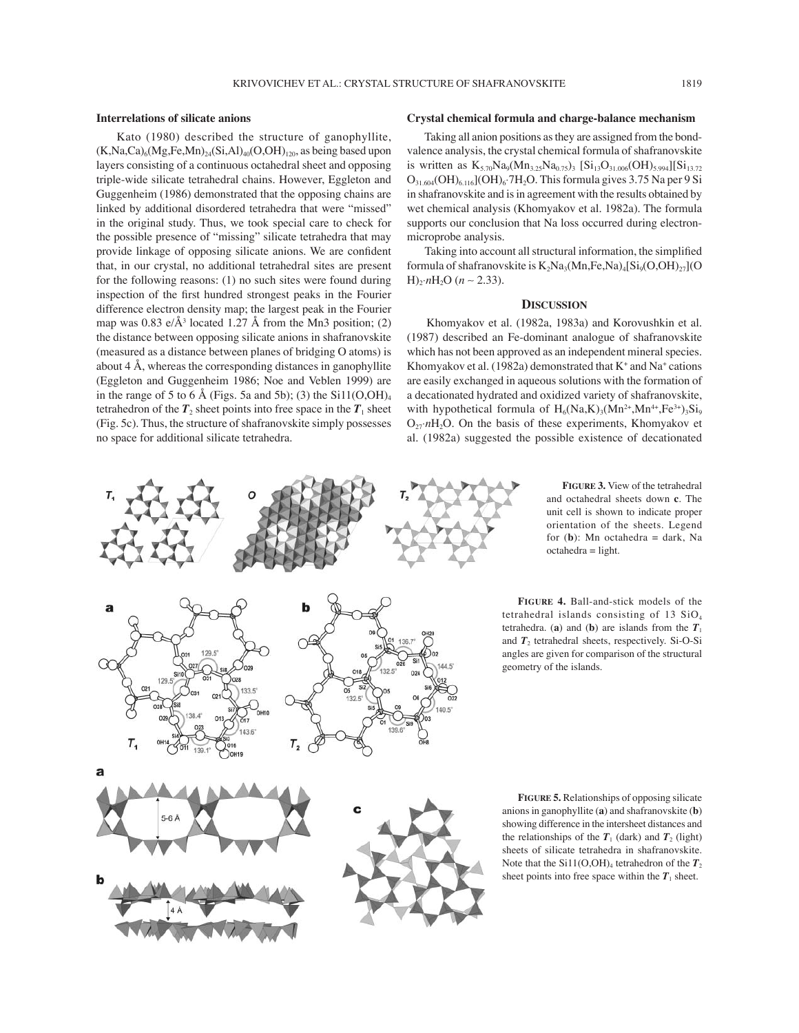### Interrelations of silicate anions

Kato (1980) described the structure of ganophyllite, $(K,Na,Ca)_6(Mg,Fe,Mn)_{24}(Si,Al)_{40}(O,OH)_{120}$, as being based upon layers consisting of a continuous octahedral sheet and opposing triple-wide silicate tetrahedral chains. However, Eggleton and Guggenheim (1986) demonstrated that the opposing chains are linked by additional disordered tetrahedra that were "missed" in the original study. Thus, we took special care to check for the possible presence of "missing" silicate tetrahedra that may provide linkage of opposing silicate anions. We are confident that, in our crystal, no additional tetrahedral sites are present for the following reasons: (1) no such sites were found during inspection of the first hundred strongest peaks in the Fourier difference electron density map; the largest peak in the Fourier map was 0.83 e/Å$^3$ located 1.27 Å from the Mn3 position; (2) the distance between opposing silicate anions in shafranovskite (measured as a distance between planes of bridging O atoms) is about 4 Å, whereas the corresponding distances in ganophyllite (Eggleton and Guggenheim 1986; Noe and Veblen 1999) are in the range of 5 to 6 Å (Figs. 5a and 5b); (3) the Si11$(O,OH)_4$ tetrahedron of the $\boldsymbol{T}_2$ sheet points into free space in the $\boldsymbol{T}_1$ sheet (Fig. 5c). Thus, the structure of shafranovskite simply possesses no space for additional silicate tetrahedra.

### Crystal chemical formula and charge-balance mechanism

Taking all anion positions as they are assigned from the bond-valence analysis, the crystal chemical formula of shafranovskite is written as $K_{5.70}Na_9(Mn_{3.25}Na_{0.75})_3$ $[Si_{13}O_{31.006}(OH)_{5.994}][Si_{13.72}O_{31.604}(OH)_{6.116}](OH)_6{\cdot}7H_2O$. This formula gives 3.75 Na per 9 Si in shafranovskite and is in agreement with the results obtained by wet chemical analysis (Khomyakov et al. 1982a). The formula supports our conclusion that Na loss occurred during electron-microprobe analysis.

Taking into account all structural information, the simplified formula of shafranovskite is $K_2Na_3(Mn,Fe,Na)_4[Si_9(O,OH)_{27}](OH)_2{\cdot}nH_2O$ ($n$ ~ 2.33).

## Discussion

Khomyakov et al. (1982a, 1983a) and Korovushkin et al. (1987) described an Fe-dominant analogue of shafranovskite which has not been approved as an independent mineral species. Khomyakov et al. (1982a) demonstrated that $K^+$ and $Na^+$ cations are easily exchanged in aqueous solutions with the formation of a decationated hydrated and oxidized variety of shafranovskite, with hypothetical formula of $H_6(Na,K)_3(Mn^{2+},Mn^{4+},Fe^{3+})_3Si_9O_{27}{\cdot}nH_2O$. On the basis of these experiments, Khomyakov et al. (1982a) suggested the possible existence of decationated

**Figure 3.** View of the tetrahedral and octahedral sheets down **c**. The unit cell is shown to indicate proper orientation of the sheets. Legend for (**b**): Mn octahedra = dark, Na octahedra = light.

**Figure 4.** Ball-and-stick models of the tetrahedral islands consisting of 13 $SiO_4$ tetrahedra. (**a**) and (**b**) are islands from the $\boldsymbol{T}_1$ and $\boldsymbol{T}_2$ tetrahedral sheets, respectively. Si-O-Si angles are given for comparison of the structural geometry of the islands.

**Figure 5.** Relationships of opposing silicate anions in ganophyllite (**a**) and shafranovskite (**b**) showing difference in the intersheet distances and the relationships of the $\boldsymbol{T}_1$ (dark) and $\boldsymbol{T}_2$ (light) sheets of silicate tetrahedra in shafranovskite. Note that the Si11$(O,OH)_4$ tetrahedron of the $\boldsymbol{T}_2$ sheet points into free space within the $\boldsymbol{T}_1$ sheet.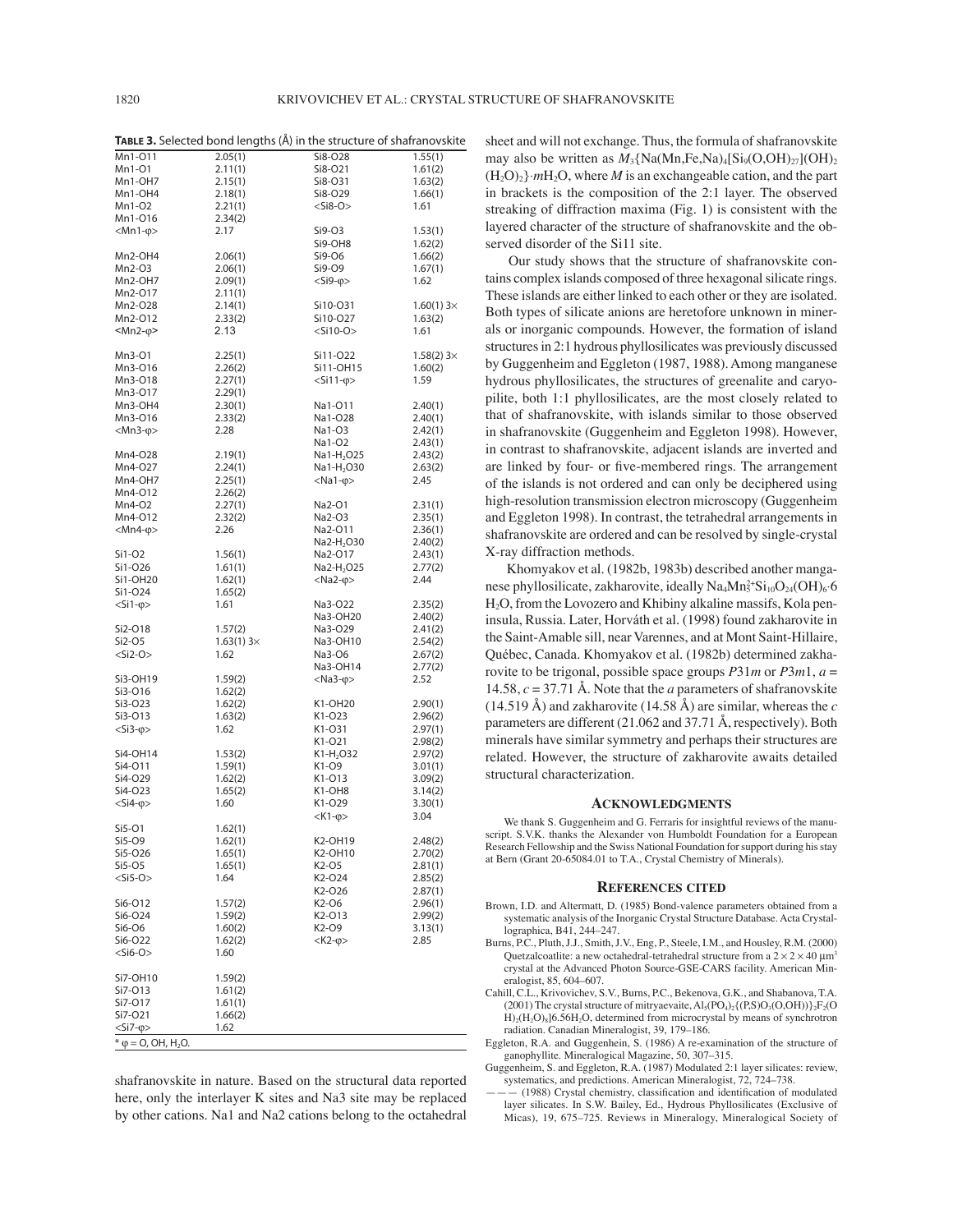**TABLE 3.** Selected bond lengths (Å) in the structure of shafranovskite

| | | | |
|---|---|---|---|
| Mn1-O11 | 2.05(1) | Si8-O28 | 1.55(1) |
| Mn1-O1 | 2.11(1) | Si8-O21 | 1.61(2) |
| Mn1-OH7 | 2.15(1) | Si8-O31 | 1.63(2) |
| Mn1-OH4 | 2.18(1) | Si8-O29 | 1.66(1) |
| Mn1-O2 | 2.21(1) | <Si8-O> | 1.61 |
| Mn1-O16 | 2.34(2) | | |
| <Mn1-φ> | 2.17 | Si9-O3 | 1.53(1) |
| | | Si9-OH8 | 1.62(2) |
| Mn2-OH4 | 2.06(1) | Si9-O6 | 1.66(2) |
| Mn2-O3 | 2.06(1) | Si9-O9 | 1.67(1) |
| Mn2-OH7 | 2.09(1) | <Si9-φ> | 1.62 |
| Mn2-O17 | 2.11(1) | | |
| Mn2-O28 | 2.14(1) | Si10-O31 | 1.60(1) 3× |
| Mn2-O12 | 2.33(2) | Si10-O27 | 1.63(2) |
| <Mn2-φ> | 2.13 | <Si10-O> | 1.61 |
| | | | |
| Mn3-O1 | 2.25(1) | Si11-O22 | 1.58(2) 3× |
| Mn3-O16 | 2.26(2) | Si11-OH15 | 1.60(2) |
| Mn3-O18 | 2.27(1) | <Si11-φ> | 1.59 |
| Mn3-O17 | 2.29(1) | | |
| Mn3-OH4 | 2.30(1) | Na1-O11 | 2.40(1) |
| Mn3-O16 | 2.33(2) | Na1-O28 | 2.40(1) |
| <Mn3-φ> | 2.28 | Na1-O3 | 2.42(1) |
| | | Na1-O2 | 2.43(1) |
| Mn4-O28 | 2.19(1) | Na1-$H_2O25$ | 2.43(2) |
| Mn4-O27 | 2.24(1) | Na1-$H_2O30$ | 2.63(2) |
| Mn4-OH7 | 2.25(1) | <Na1-φ> | 2.45 |
| Mn4-O12 | 2.26(2) | | |
| Mn4-O2 | 2.27(1) | Na2-O1 | 2.31(1) |
| Mn4-O12 | 2.32(2) | Na2-O3 | 2.35(1) |
| <Mn4-φ> | 2.26 | Na2-O11 | 2.36(1) |
| | | Na2-$H_2O30$ | 2.40(2) |
| Si1-O2 | 1.56(1) | Na2-O17 | 2.43(1) |
| Si1-O26 | 1.61(1) | Na2-$H_2O25$ | 2.77(2) |
| Si1-OH20 | 1.62(1) | <Na2-φ> | 2.44 |
| Si1-O24 | 1.65(2) | | |
| <Si1-φ> | 1.61 | Na3-O22 | 2.35(2) |
| | | Na3-OH20 | 2.40(2) |
| Si2-O18 | 1.57(2) | Na3-O29 | 2.41(2) |
| Si2-O5 | 1.63(1) 3× | Na3-OH10 | 2.54(2) |
| <Si2-O> | 1.62 | Na3-O6 | 2.67(2) |
| | | Na3-OH14 | 2.77(2) |
| Si3-OH19 | 1.59(2) | <Na3-φ> | 2.52 |
| Si3-O16 | 1.62(2) | | |
| Si3-O23 | 1.62(2) | K1-OH20 | 2.90(1) |
| Si3-O13 | 1.63(2) | K1-O23 | 2.96(2) |
| <Si3-φ> | 1.62 | K1-O31 | 2.97(1) |
| | | K1-O21 | 2.98(2) |
| Si4-OH14 | 1.53(2) | K1-$H_2O32$ | 2.97(2) |
| Si4-O11 | 1.59(1) | K1-O9 | 3.01(1) |
| Si4-O29 | 1.62(2) | K1-O13 | 3.09(2) |
| Si4-O23 | 1.65(2) | K1-OH8 | 3.14(2) |
| <Si4-φ> | 1.60 | K1-O29 | 3.30(1) |
| | | <K1-φ> | 3.04 |
| Si5-O1 | 1.62(1) | | |
| Si5-O9 | 1.62(1) | K2-OH19 | 2.48(2) |
| Si5-O26 | 1.65(1) | K2-OH10 | 2.70(2) |
| Si5-O5 | 1.65(1) | K2-O5 | 2.81(1) |
| <Si5-O> | 1.64 | K2-O24 | 2.85(2) |
| | | K2-O26 | 2.87(1) |
| Si6-O12 | 1.57(2) | K2-O6 | 2.96(1) |
| Si6-O24 | 1.59(2) | K2-O13 | 2.99(2) |
| Si6-O6 | 1.60(2) | K2-O9 | 3.13(1) |
| Si6-O22 | 1.62(2) | <K2-φ> | 2.85 |
| <Si6-O> | 1.60 | | |
| | | | |
| Si7-OH10 | 1.59(2) | | |
| Si7-O13 | 1.61(2) | | |
| Si7-O17 | 1.61(1) | | |
| Si7-O21 | 1.66(2) | | |
| <Si7-φ> | 1.62 | | |

* φ = O, OH, $H_2O$.

shafranovskite in nature. Based on the structural data reported here, only the interlayer K sites and Na3 site may be replaced by other cations. Na1 and Na2 cations belong to the octahedral sheet and will not exchange. Thus, the formula of shafranovskite may also be written as $M_3\{Na(Mn,Fe,Na)_4[Si_9(O,OH)_{27}](OH)_2(H_2O)_2\}\cdot mH_2O$, where $M$ is an exchangeable cation, and the part in brackets is the composition of the 2:1 layer. The observed streaking of diffraction maxima (Fig. 1) is consistent with the layered character of the structure of shafranovskite and the observed disorder of the Si11 site.

Our study shows that the structure of shafranovskite contains complex islands composed of three hexagonal silicate rings. These islands are either linked to each other or they are isolated. Both types of silicate anions are heretofore unknown in minerals or inorganic compounds. However, the formation of island structures in 2:1 hydrous phyllosilicates was previously discussed by Guggenheim and Eggleton (1987, 1988). Among manganese hydrous phyllosilicates, the structures of greenalite and caryopilite, both 1:1 phyllosilicates, are the most closely related to that of shafranovskite, with islands similar to those observed in shafranovskite (Guggenheim and Eggleton 1998). However, in contrast to shafranovskite, adjacent islands are inverted and are linked by four- or five-membered rings. The arrangement of the islands is not ordered and can only be deciphered using high-resolution transmission electron microscopy (Guggenheim and Eggleton 1998). In contrast, the tetrahedral arrangements in shafranovskite are ordered and can be resolved by single-crystal X-ray diffraction methods.

Khomyakov et al. (1982b, 1983b) described another manganese phyllosilicate, zakharovite, ideally $Na_4Mn_5^{2+}Si_{10}O_{24}(OH)_6\cdot6H_2O$, from the Lovozero and Khibiny alkaline massifs, Kola peninsula, Russia. Later, Horváth et al. (1998) found zakharovite in the Saint-Amable sill, near Varennes, and at Mont Saint-Hillaire, Québec, Canada. Khomyakov et al. (1982b) determined zakharovite to be trigonal, possible space groups $P31m$ or $P3m1$, $a$ = 14.58, $c$ = 37.71 Å. Note that the $a$ parameters of shafranovskite (14.519 Å) and zakharovite (14.58 Å) are similar, whereas the $c$ parameters are different (21.062 and 37.71 Å, respectively). Both minerals have similar symmetry and perhaps their structures are related. However, the structure of zakharovite awaits detailed structural characterization.

## ACKNOWLEDGMENTS

We thank S. Guggenheim and G. Ferraris for insightful reviews of the manuscript. S.V.K. thanks the Alexander von Humboldt Foundation for a European Research Fellowship and the Swiss National Foundation for support during his stay at Bern (Grant 20-65084.01 to T.A., Crystal Chemistry of Minerals).

## REFERENCES CITED

Brown, I.D. and Altermatt, D. (1985) Bond-valence parameters obtained from a systematic analysis of the Inorganic Crystal Structure Database. Acta Crystallographica, B41, 244–247.

Burns, P.C., Pluth, J.J., Smith, J.V., Eng, P., Steele, I.M., and Housley, R.M. (2000) Quetzalcoatlite: a new octahedral-tetrahedral structure from a 2 × 2 × 40 μm³ crystal at the Advanced Photon Source-GSE-CARS facility. American Mineralogist, 85, 604–607.

Cahill, C.L., Krivovichev, S.V., Burns, P.C., Bekenova, G.K., and Shabanova, T.A. (2001) The crystal structure of mitryaevaite, $Al_5(PO_4)_2\{(P,S)O_3(O,OH)\}_2F_2(OH)_2(H_2O)_8]6.56H_2O$, determined from microcrystal by means of synchrotron radiation. Canadian Mineralogist, 39, 179–186.

Eggleton, R.A. and Guggenhein, S. (1986) A re-examination of the structure of ganophyllite. Mineralogical Magazine, 50, 307–315.

Guggenheim, S. and Eggleton, R.A. (1987) Modulated 2:1 layer silicates: review, systematics, and predictions. American Mineralogist, 72, 724–738.

——— (1988) Crystal chemistry, classification and identification of modulated layer silicates. In S.W. Bailey, Ed., Hydrous Phyllosilicates (Exclusive of Micas), 19, 675–725. Reviews in Mineralogy, Mineralogical Society of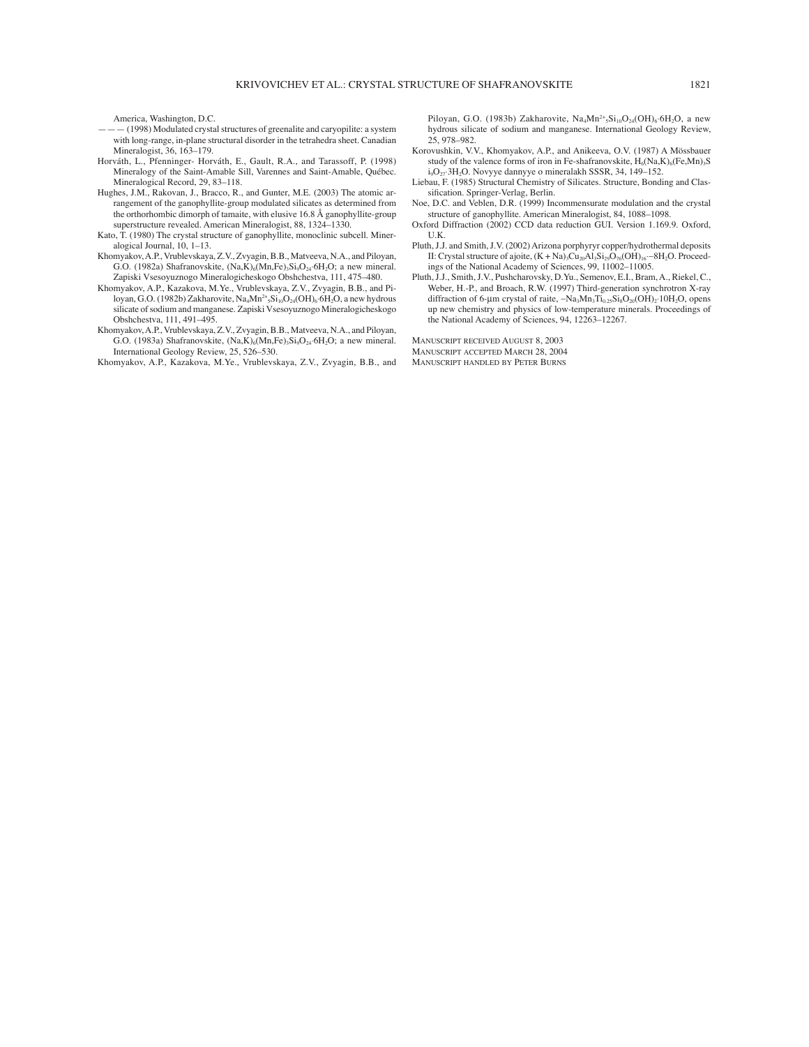America, Washington, D.C.

——— (1998) Modulated crystal structures of greenalite and caryopilite: a system with long-range, in-plane structural disorder in the tetrahedra sheet. Canadian Mineralogist, 36, 163–179.

Horváth, L., Pfenninger- Horváth, E., Gault, R.A., and Tarassoff, P. (1998) Mineralogy of the Saint-Amable Sill, Varennes and Saint-Amable, Québec. Mineralogical Record, 29, 83–118.

Hughes, J.M., Rakovan, J., Bracco, R., and Gunter, M.E. (2003) The atomic arrangement of the ganophyllite-group modulated silicates as determined from the orthorhombic dimorph of tamaite, with elusive 16.8 Å ganophyllite-group superstructure revealed. American Mineralogist, 88, 1324–1330.

Kato, T. (1980) The crystal structure of ganophyllite, monoclinic subcell. Mineralogical Journal, 10, 1–13.

Khomyakov, A.P., Vrublevskaya, Z.V., Zvyagin, B.B., Matveeva, N.A., and Piloyan, G.O. (1982a) Shafranovskite, $(Na,K)_6(Mn,Fe)_3Si_9O_{24}\cdot 6H_2O$; a new mineral. Zapiski Vsesoyuznogo Mineralogicheskogo Obshchestva, 111, 475–480.

Khomyakov, A.P., Kazakova, M.Ye., Vrublevskaya, Z.V., Zvyagin, B.B., and Piloyan, G.O. (1982b) Zakharovite, $Na_4Mn^{2+}{}_5Si_{10}O_{24}(OH)_6\cdot 6H_2O$, a new hydrous silicate of sodium and manganese. Zapiski Vsesoyuznogo Mineralogicheskogo Obshchestva, 111, 491–495.

Khomyakov, A.P., Vrublevskaya, Z.V., Zvyagin, B.B., Matveeva, N.A., and Piloyan, G.O. (1983a) Shafranovskite, $(Na,K)_6(Mn,Fe)_3Si_9O_{24}\cdot 6H_2O$; a new mineral. International Geology Review, 25, 526–530.

Khomyakov, A.P., Kazakova, M.Ye., Vrublevskaya, Z.V., Zvyagin, B.B., and Piloyan, G.O. (1983b) Zakharovite, $Na_4Mn^{2+}{}_5Si_{10}O_{24}(OH)_6\cdot 6H_2O$, a new hydrous silicate of sodium and manganese. International Geology Review, 25, 978–982.

Korovushkin, V.V., Khomyakov, A.P., and Anikeeva, O.V. (1987) A Mössbauer study of the valence forms of iron in Fe-shafranovskite, $H_6(Na,K)_6(Fe,Mn)_3Si_9O_{27}\cdot 3H_2O$. Novyye dannyye o mineralakh SSSR, 34, 149–152.

Liebau, F. (1985) Structural Chemistry of Silicates. Structure, Bonding and Classification. Springer-Verlag, Berlin.

Noe, D.C. and Veblen, D.R. (1999) Incommensurate modulation and the crystal structure of ganophyllite. American Mineralogist, 84, 1088–1098.

Oxford Diffraction (2002) CCD data reduction GUI. Version 1.169.9. Oxford, U.K.

Pluth, J.J. and Smith, J.V. (2002) Arizona porphyryr copper/hydrothermal deposits II: Crystal structure of ajoite, $(K+Na)_3Cu_{20}Al_3Si_{29}O_{76}(OH)_{16}\cdot{\sim}8H_2O$. Proceedings of the National Academy of Sciences, 99, 11002–11005.

Pluth, J.J., Smith, J.V., Pushcharovsky, D.Yu., Semenov, E.I., Bram, A., Riekel, C., Weber, H.-P., and Broach, R.W. (1997) Third-generation synchrotron X-ray diffraction of 6-μm crystal of raite, ${\sim}Na_3Mn_3Ti_{0.25}Si_8O_{20}(OH)_2\cdot 10H_2O$, opens up new chemistry and physics of low-temperature minerals. Proceedings of the National Academy of Sciences, 94, 12263–12267.

MANUSCRIPT RECEIVED AUGUST 8, 2003
MANUSCRIPT ACCEPTED MARCH 28, 2004
MANUSCRIPT HANDLED BY PETER BURNS